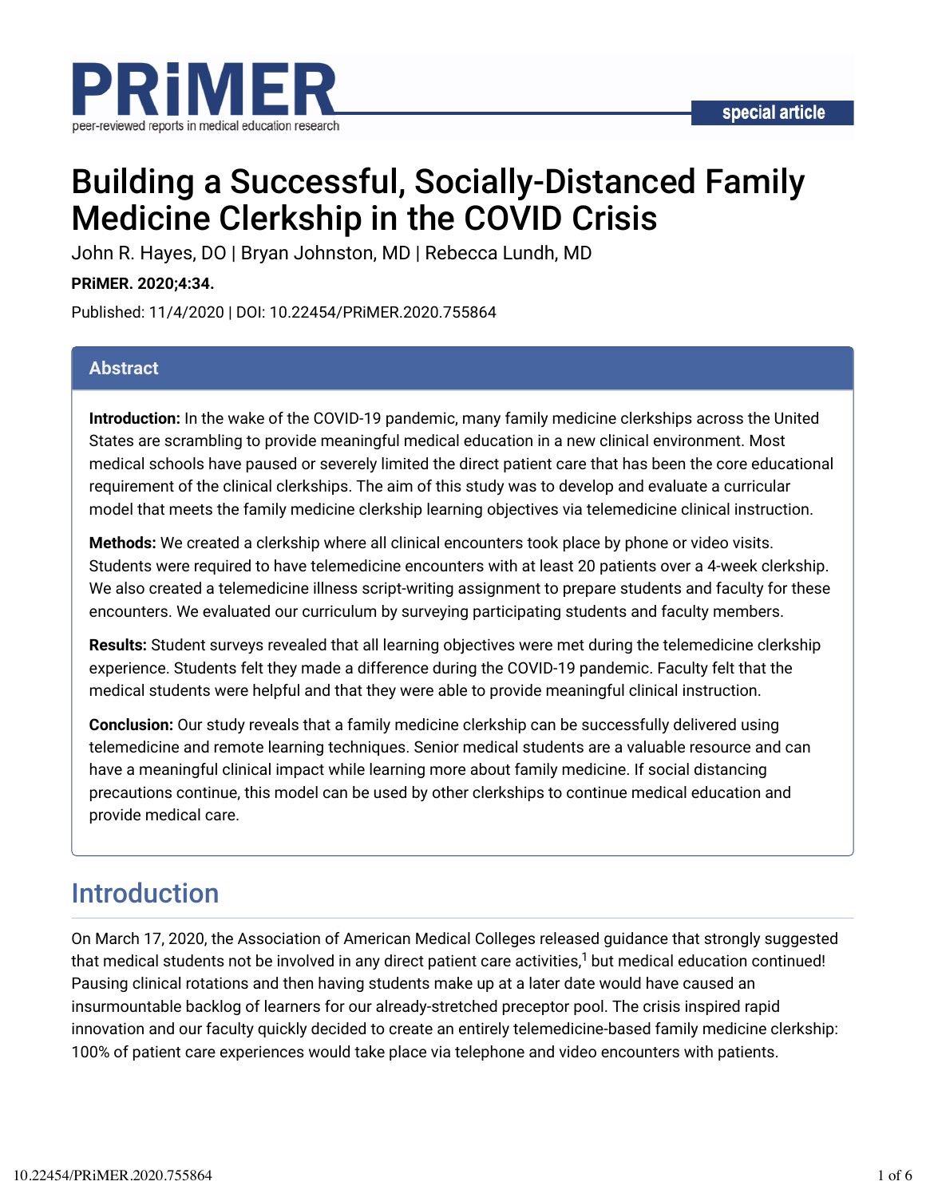# Building a Successful, Socially-Distanced Family Medicine Clerkship in the COVID Crisis

John R. Hayes, DO | Bryan Johnston, MD | Rebecca Lundh, MD

**PRiMER. 2020;4:34.**

Published: 11/4/2020 | DOI: 10.22454/PRiMER.2020.755864

## Abstract

**Introduction:** In the wake of the COVID-19 pandemic, many family medicine clerkships across the United States are scrambling to provide meaningful medical education in a new clinical environment. Most medical schools have paused or severely limited the direct patient care that has been the core educational requirement of the clinical clerkships. The aim of this study was to develop and evaluate a curricular model that meets the family medicine clerkship learning objectives via telemedicine clinical instruction.

**Methods:** We created a clerkship where all clinical encounters took place by phone or video visits. Students were required to have telemedicine encounters with at least 20 patients over a 4-week clerkship. We also created a telemedicine illness script-writing assignment to prepare students and faculty for these encounters. We evaluated our curriculum by surveying participating students and faculty members.

**Results:** Student surveys revealed that all learning objectives were met during the telemedicine clerkship experience. Students felt they made a difference during the COVID-19 pandemic. Faculty felt that the medical students were helpful and that they were able to provide meaningful clinical instruction.

**Conclusion:** Our study reveals that a family medicine clerkship can be successfully delivered using telemedicine and remote learning techniques. Senior medical students are a valuable resource and can have a meaningful clinical impact while learning more about family medicine. If social distancing precautions continue, this model can be used by other clerkships to continue medical education and provide medical care.

## Introduction

On March 17, 2020, the Association of American Medical Colleges released guidance that strongly suggested that medical students not be involved in any direct patient care activities,[1] but medical education continued! Pausing clinical rotations and then having students make up at a later date would have caused an insurmountable backlog of learners for our already-stretched preceptor pool. The crisis inspired rapid innovation and our faculty quickly decided to create an entirely telemedicine-based family medicine clerkship: 100% of patient care experiences would take place via telephone and video encounters with patients.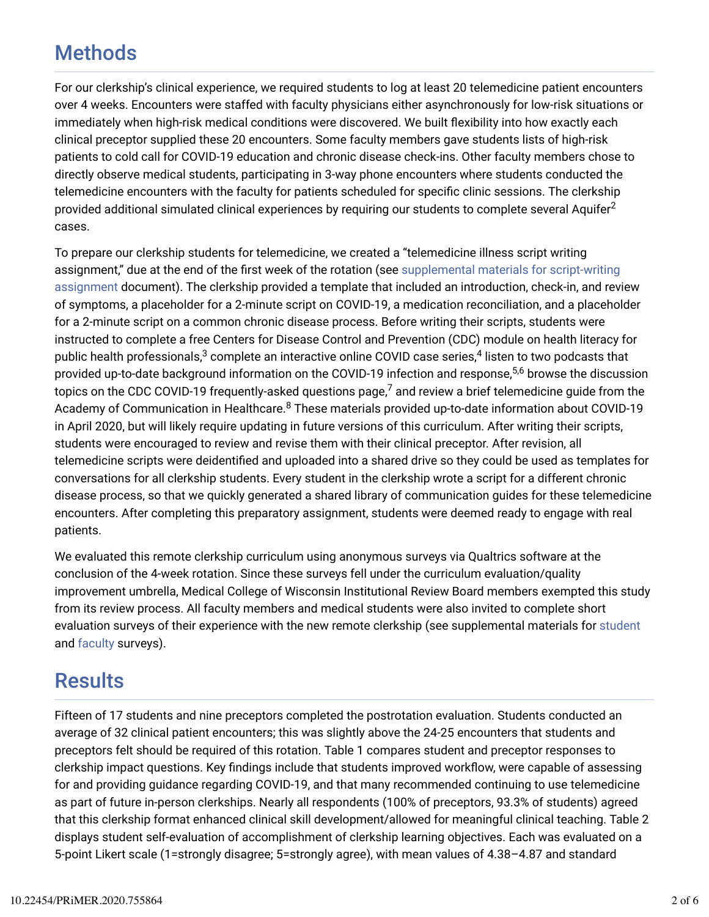## Methods

For our clerkship's clinical experience, we required students to log at least 20 telemedicine patient encounters over 4 weeks. Encounters were staffed with faculty physicians either asynchronously for low-risk situations or immediately when high-risk medical conditions were discovered. We built flexibility into how exactly each clinical preceptor supplied these 20 encounters. Some faculty members gave students lists of high-risk patients to cold call for COVID-19 education and chronic disease check-ins. Other faculty members chose to directly observe medical students, participating in 3-way phone encounters where students conducted the telemedicine encounters with the faculty for patients scheduled for specific clinic sessions. The clerkship provided additional simulated clinical experiences by requiring our students to complete several Aquifer[2] cases.

To prepare our clerkship students for telemedicine, we created a "telemedicine illness script writing assignment," due at the end of the first week of the rotation (see supplemental materials for script-writing assignment document). The clerkship provided a template that included an introduction, check-in, and review of symptoms, a placeholder for a 2-minute script on COVID-19, a medication reconciliation, and a placeholder for a 2-minute script on a common chronic disease process. Before writing their scripts, students were instructed to complete a free Centers for Disease Control and Prevention (CDC) module on health literacy for public health professionals,[3] complete an interactive online COVID case series,[4] listen to two podcasts that provided up-to-date background information on the COVID-19 infection and response,[5,6] browse the discussion topics on the CDC COVID-19 frequently-asked questions page,[7] and review a brief telemedicine guide from the Academy of Communication in Healthcare.[8] These materials provided up-to-date information about COVID-19 in April 2020, but will likely require updating in future versions of this curriculum. After writing their scripts, students were encouraged to review and revise them with their clinical preceptor. After revision, all telemedicine scripts were deidentified and uploaded into a shared drive so they could be used as templates for conversations for all clerkship students. Every student in the clerkship wrote a script for a different chronic disease process, so that we quickly generated a shared library of communication guides for these telemedicine encounters. After completing this preparatory assignment, students were deemed ready to engage with real patients.

We evaluated this remote clerkship curriculum using anonymous surveys via Qualtrics software at the conclusion of the 4-week rotation. Since these surveys fell under the curriculum evaluation/quality improvement umbrella, Medical College of Wisconsin Institutional Review Board members exempted this study from its review process. All faculty members and medical students were also invited to complete short evaluation surveys of their experience with the new remote clerkship (see supplemental materials for student and faculty surveys).

## Results

Fifteen of 17 students and nine preceptors completed the postrotation evaluation. Students conducted an average of 32 clinical patient encounters; this was slightly above the 24-25 encounters that students and preceptors felt should be required of this rotation. Table 1 compares student and preceptor responses to clerkship impact questions. Key findings include that students improved workflow, were capable of assessing for and providing guidance regarding COVID-19, and that many recommended continuing to use telemedicine as part of future in-person clerkships. Nearly all respondents (100% of preceptors, 93.3% of students) agreed that this clerkship format enhanced clinical skill development/allowed for meaningful clinical teaching. Table 2 displays student self-evaluation of accomplishment of clerkship learning objectives. Each was evaluated on a 5-point Likert scale (1=strongly disagree; 5=strongly agree), with mean values of 4.38–4.87 and standard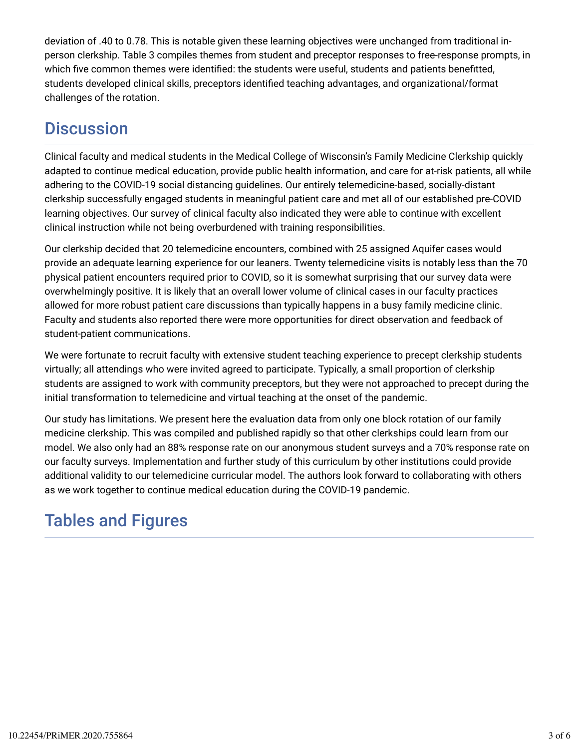deviation of .40 to 0.78. This is notable given these learning objectives were unchanged from traditional in-person clerkship. Table 3 compiles themes from student and preceptor responses to free-response prompts, in which five common themes were identified: the students were useful, students and patients benefitted, students developed clinical skills, preceptors identified teaching advantages, and organizational/format challenges of the rotation.

## Discussion

Clinical faculty and medical students in the Medical College of Wisconsin's Family Medicine Clerkship quickly adapted to continue medical education, provide public health information, and care for at-risk patients, all while adhering to the COVID-19 social distancing guidelines. Our entirely telemedicine-based, socially-distant clerkship successfully engaged students in meaningful patient care and met all of our established pre-COVID learning objectives. Our survey of clinical faculty also indicated they were able to continue with excellent clinical instruction while not being overburdened with training responsibilities.

Our clerkship decided that 20 telemedicine encounters, combined with 25 assigned Aquifer cases would provide an adequate learning experience for our leaners. Twenty telemedicine visits is notably less than the 70 physical patient encounters required prior to COVID, so it is somewhat surprising that our survey data were overwhelmingly positive. It is likely that an overall lower volume of clinical cases in our faculty practices allowed for more robust patient care discussions than typically happens in a busy family medicine clinic. Faculty and students also reported there were more opportunities for direct observation and feedback of student-patient communications.

We were fortunate to recruit faculty with extensive student teaching experience to precept clerkship students virtually; all attendings who were invited agreed to participate. Typically, a small proportion of clerkship students are assigned to work with community preceptors, but they were not approached to precept during the initial transformation to telemedicine and virtual teaching at the onset of the pandemic.

Our study has limitations. We present here the evaluation data from only one block rotation of our family medicine clerkship. This was compiled and published rapidly so that other clerkships could learn from our model. We also only had an 88% response rate on our anonymous student surveys and a 70% response rate on our faculty surveys. Implementation and further study of this curriculum by other institutions could provide additional validity to our telemedicine curricular model. The authors look forward to collaborating with others as we work together to continue medical education during the COVID-19 pandemic.

## Tables and Figures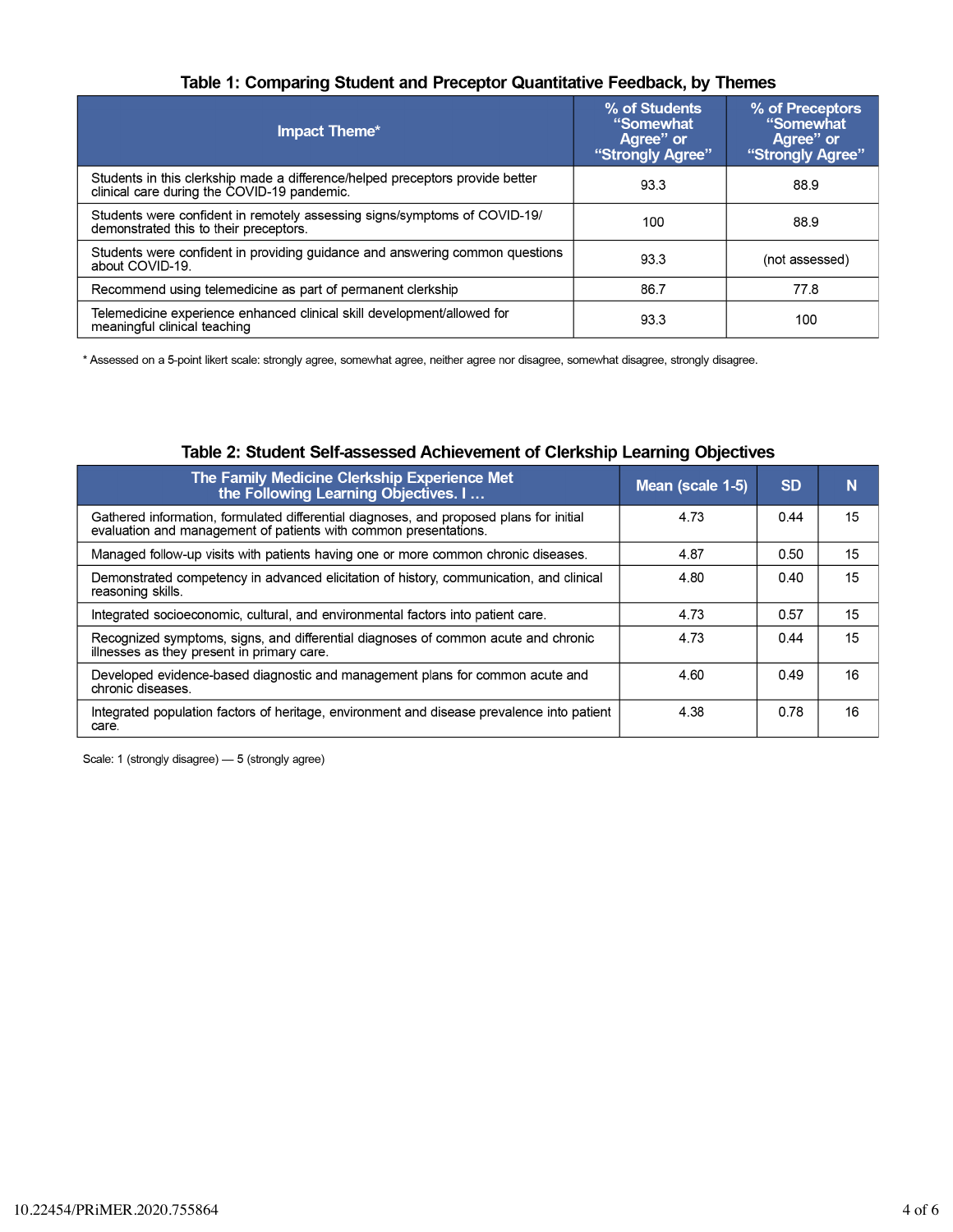### Table 1: Comparing Student and Preceptor Quantitative Feedback, by Themes

| Impact Theme* | % of Students "Somewhat Agree" or "Strongly Agree" | % of Preceptors "Somewhat Agree" or "Strongly Agree" |
|---|---|---|
| Students in this clerkship made a difference/helped preceptors provide better clinical care during the COVID-19 pandemic. | 93.3 | 88.9 |
| Students were confident in remotely assessing signs/symptoms of COVID-19/ demonstrated this to their preceptors. | 100 | 88.9 |
| Students were confident in providing guidance and answering common questions about COVID-19. | 93.3 | (not assessed) |
| Recommend using telemedicine as part of permanent clerkship | 86.7 | 77.8 |
| Telemedicine experience enhanced clinical skill development/allowed for meaningful clinical teaching | 93.3 | 100 |

* Assessed on a 5-point likert scale: strongly agree, somewhat agree, neither agree nor disagree, somewhat disagree, strongly disagree.

### Table 2: Student Self-assessed Achievement of Clerkship Learning Objectives

| The Family Medicine Clerkship Experience Met the Following Learning Objectives. I … | Mean (scale 1-5) | SD | N |
|---|---|---|---|
| Gathered information, formulated differential diagnoses, and proposed plans for initial evaluation and management of patients with common presentations. | 4.73 | 0.44 | 15 |
| Managed follow-up visits with patients having one or more common chronic diseases. | 4.87 | 0.50 | 15 |
| Demonstrated competency in advanced elicitation of history, communication, and clinical reasoning skills. | 4.80 | 0.40 | 15 |
| Integrated socioeconomic, cultural, and environmental factors into patient care. | 4.73 | 0.57 | 15 |
| Recognized symptoms, signs, and differential diagnoses of common acute and chronic illnesses as they present in primary care. | 4.73 | 0.44 | 15 |
| Developed evidence-based diagnostic and management plans for common acute and chronic diseases. | 4.60 | 0.49 | 16 |
| Integrated population factors of heritage, environment and disease prevalence into patient care. | 4.38 | 0.78 | 16 |

Scale: 1 (strongly disagree) — 5 (strongly agree)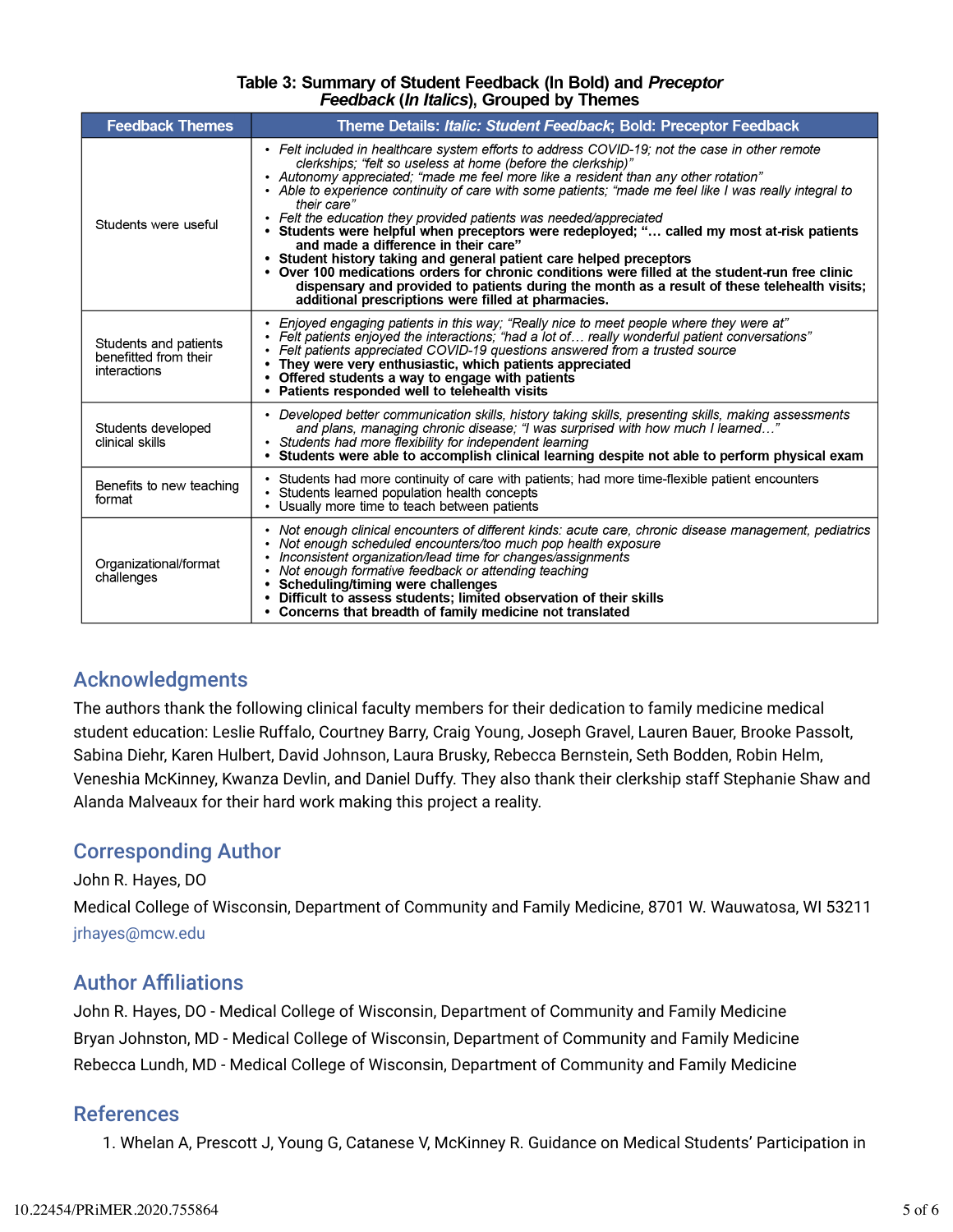**Table 3: Summary of Student Feedback (In Bold) and *Preceptor Feedback* (*In Italics*), Grouped by Themes**

| Feedback Themes | Theme Details: *Italic: Student Feedback*; Bold: Preceptor Feedback |
|---|---|
| Students were useful | • *Felt included in healthcare system efforts to address COVID-19; not the case in other remote clerkships; "felt so useless at home (before the clerkship)"*<br>• *Autonomy appreciated; "made me feel more like a resident than any other rotation"*<br>• *Able to experience continuity of care with some patients; "made me feel like I was really integral to their care"*<br>• *Felt the education they provided patients was needed/appreciated*<br>• **Students were helpful when preceptors were redeployed; "… called my most at-risk patients and made a difference in their care"**<br>• **Student history taking and general patient care helped preceptors**<br>• **Over 100 medications orders for chronic conditions were filled at the student-run free clinic dispensary and provided to patients during the month as a result of these telehealth visits; additional prescriptions were filled at pharmacies.** |
| Students and patients benefitted from their interactions | • *Enjoyed engaging patients in this way; "Really nice to meet people where they were at"*<br>• *Felt patients enjoyed the interactions; "had a lot of… really wonderful patient conversations"*<br>• *Felt patients appreciated COVID-19 questions answered from a trusted source*<br>• **They were very enthusiastic, which patients appreciated**<br>• **Offered students a way to engage with patients**<br>• **Patients responded well to telehealth visits** |
| Students developed clinical skills | • *Developed better communication skills, history taking skills, presenting skills, making assessments and plans, managing chronic disease; "I was surprised with how much I learned…"*<br>• *Students had more flexibility for independent learning*<br>• **Students were able to accomplish clinical learning despite not able to perform physical exam** |
| Benefits to new teaching format | • Students had more continuity of care with patients; had more time-flexible patient encounters<br>• Students learned population health concepts<br>• Usually more time to teach between patients |
| Organizational/format challenges | • *Not enough clinical encounters of different kinds: acute care, chronic disease management, pediatrics*<br>• *Not enough scheduled encounters/too much pop health exposure*<br>• *Inconsistent organization/lead time for changes/assignments*<br>• *Not enough formative feedback or attending teaching*<br>• **Scheduling/timing were challenges**<br>• **Difficult to assess students; limited observation of their skills**<br>• **Concerns that breadth of family medicine not translated** |

## Acknowledgments

The authors thank the following clinical faculty members for their dedication to family medicine medical student education: Leslie Ruffalo, Courtney Barry, Craig Young, Joseph Gravel, Lauren Bauer, Brooke Passolt, Sabina Diehr, Karen Hulbert, David Johnson, Laura Brusky, Rebecca Bernstein, Seth Bodden, Robin Helm, Veneshia McKinney, Kwanza Devlin, and Daniel Duffy. They also thank their clerkship staff Stephanie Shaw and Alanda Malveaux for their hard work making this project a reality.

## Corresponding Author

John R. Hayes, DO

Medical College of Wisconsin, Department of Community and Family Medicine, 8701 W. Wauwatosa, WI 53211

jrhayes@mcw.edu

## Author Affiliations

John R. Hayes, DO - Medical College of Wisconsin, Department of Community and Family Medicine

Bryan Johnston, MD - Medical College of Wisconsin, Department of Community and Family Medicine

Rebecca Lundh, MD - Medical College of Wisconsin, Department of Community and Family Medicine

## References

1. Whelan A, Prescott J, Young G, Catanese V, McKinney R. Guidance on Medical Students' Participation in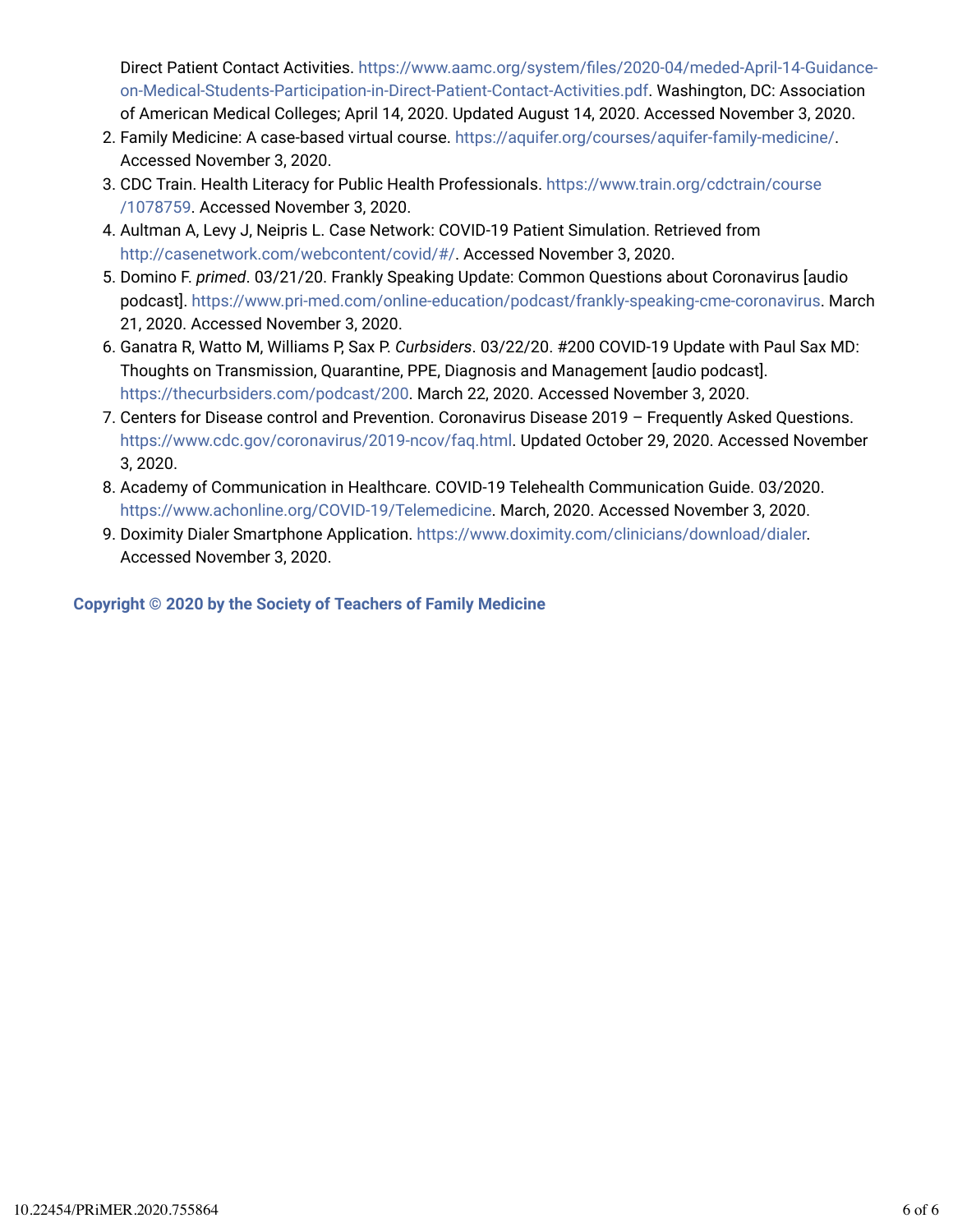Direct Patient Contact Activities. https://www.aamc.org/system/files/2020-04/meded-April-14-Guidance-on-Medical-Students-Participation-in-Direct-Patient-Contact-Activities.pdf. Washington, DC: Association of American Medical Colleges; April 14, 2020. Updated August 14, 2020. Accessed November 3, 2020.

2. Family Medicine: A case-based virtual course. https://aquifer.org/courses/aquifer-family-medicine/. Accessed November 3, 2020.
3. CDC Train. Health Literacy for Public Health Professionals. https://www.train.org/cdctrain/course/1078759. Accessed November 3, 2020.
4. Aultman A, Levy J, Neipris L. Case Network: COVID-19 Patient Simulation. Retrieved from http://casenetwork.com/webcontent/covid/#/. Accessed November 3, 2020.
5. Domino F. *primed*. 03/21/20. Frankly Speaking Update: Common Questions about Coronavirus [audio podcast]. https://www.pri-med.com/online-education/podcast/frankly-speaking-cme-coronavirus. March 21, 2020. Accessed November 3, 2020.
6. Ganatra R, Watto M, Williams P, Sax P. *Curbsiders*. 03/22/20. #200 COVID-19 Update with Paul Sax MD: Thoughts on Transmission, Quarantine, PPE, Diagnosis and Management [audio podcast]. https://thecurbsiders.com/podcast/200. March 22, 2020. Accessed November 3, 2020.
7. Centers for Disease control and Prevention. Coronavirus Disease 2019 – Frequently Asked Questions. https://www.cdc.gov/coronavirus/2019-ncov/faq.html. Updated October 29, 2020. Accessed November 3, 2020.
8. Academy of Communication in Healthcare. COVID-19 Telehealth Communication Guide. 03/2020. https://www.achonline.org/COVID-19/Telemedicine. March, 2020. Accessed November 3, 2020.
9. Doximity Dialer Smartphone Application. https://www.doximity.com/clinicians/download/dialer. Accessed November 3, 2020.

**Copyright © 2020 by the Society of Teachers of Family Medicine**